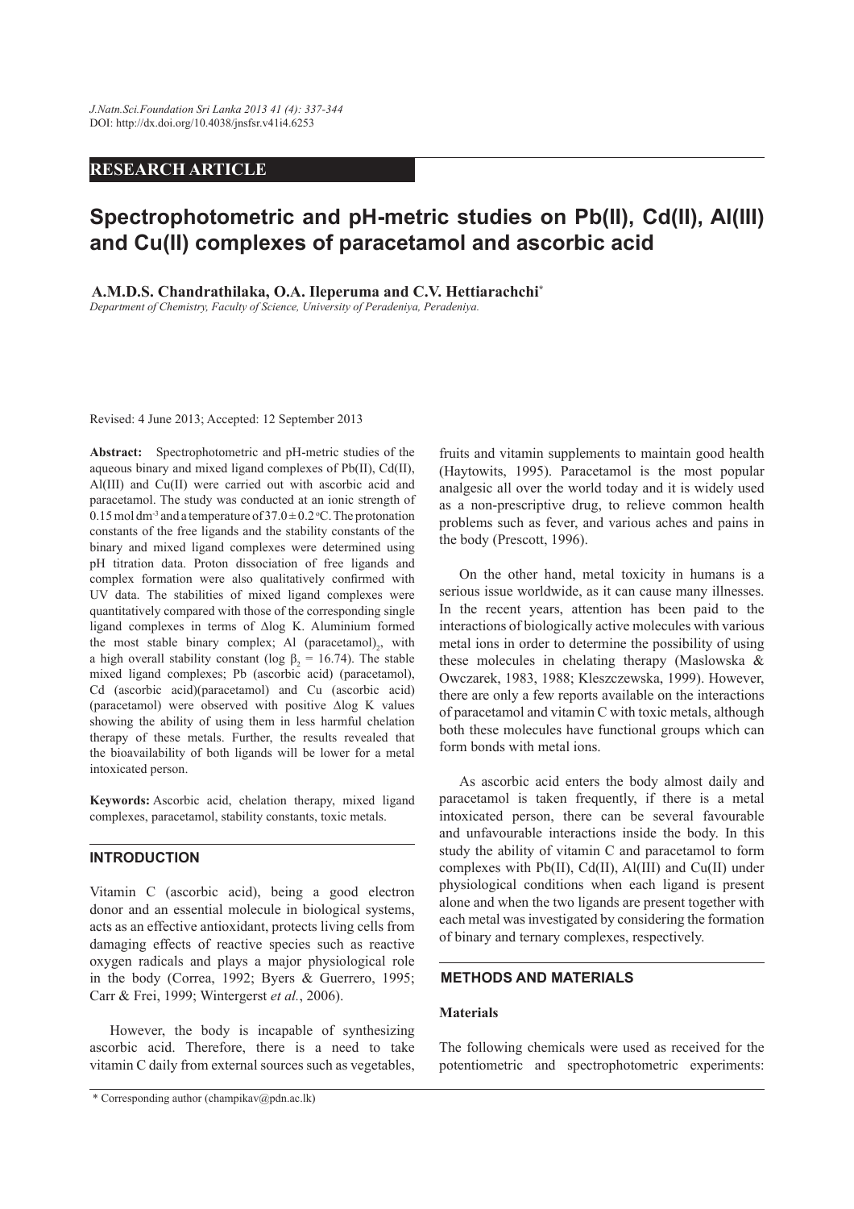J.Natn.Sci.Foundation Sri Lanka 2013 41 (4): 337-344
DOI: http://dx.doi.org/10.4038/jnsfsr.v41i4.6253

**RESEARCH ARTICLE**

# Spectrophotometric and pH-metric studies on Pb(II), Cd(II), Al(III) and Cu(II) complexes of paracetamol and ascorbic acid

**A.M.D.S. Chandrathilaka, O.A. Ileperuma and C.V. Hettiarachchi***

*Department of Chemistry, Faculty of Science, University of Peradeniya, Peradeniya.*

Revised: 4 June 2013; Accepted: 12 September 2013

**Abstract:** Spectrophotometric and pH-metric studies of the aqueous binary and mixed ligand complexes of Pb(II), Cd(II), Al(III) and Cu(II) were carried out with ascorbic acid and paracetamol. The study was conducted at an ionic strength of 0.15 mol $dm^{-3}$ and a temperature of 37.0 ± 0.2 °C. The protonation constants of the free ligands and the stability constants of the binary and mixed ligand complexes were determined using pH titration data. Proton dissociation of free ligands and complex formation were also qualitatively confirmed with UV data. The stabilities of mixed ligand complexes were quantitatively compared with those of the corresponding single ligand complexes in terms of Δlog K. Aluminium formed the most stable binary complex; Al $(paracetamol)_2$, with a high overall stability constant (log $\beta_2$ = 16.74). The stable mixed ligand complexes; Pb (ascorbic acid) (paracetamol), Cd (ascorbic acid)(paracetamol) and Cu (ascorbic acid) (paracetamol) were observed with positive Δlog K values showing the ability of using them in less harmful chelation therapy of these metals. Further, the results revealed that the bioavailability of both ligands will be lower for a metal intoxicated person.

**Keywords:** Ascorbic acid, chelation therapy, mixed ligand complexes, paracetamol, stability constants, toxic metals.

## INTRODUCTION

Vitamin C (ascorbic acid), being a good electron donor and an essential molecule in biological systems, acts as an effective antioxidant, protects living cells from damaging effects of reactive species such as reactive oxygen radicals and plays a major physiological role in the body (Correa, 1992; Byers & Guerrero, 1995; Carr & Frei, 1999; Wintergerst *et al.*, 2006).

However, the body is incapable of synthesizing ascorbic acid. Therefore, there is a need to take vitamin C daily from external sources such as vegetables, fruits and vitamin supplements to maintain good health (Haytowits, 1995). Paracetamol is the most popular analgesic all over the world today and it is widely used as a non-prescriptive drug, to relieve common health problems such as fever, and various aches and pains in the body (Prescott, 1996).

On the other hand, metal toxicity in humans is a serious issue worldwide, as it can cause many illnesses. In the recent years, attention has been paid to the interactions of biologically active molecules with various metal ions in order to determine the possibility of using these molecules in chelating therapy (Maslowska & Owczarek, 1983, 1988; Kleszczewska, 1999). However, there are only a few reports available on the interactions of paracetamol and vitamin C with toxic metals, although both these molecules have functional groups which can form bonds with metal ions.

As ascorbic acid enters the body almost daily and paracetamol is taken frequently, if there is a metal intoxicated person, there can be several favourable and unfavourable interactions inside the body. In this study the ability of vitamin C and paracetamol to form complexes with Pb(II), Cd(II), Al(III) and Cu(II) under physiological conditions when each ligand is present alone and when the two ligands are present together with each metal was investigated by considering the formation of binary and ternary complexes, respectively.

## METHODS AND MATERIALS

### Materials

The following chemicals were used as received for the potentiometric and spectrophotometric experiments:

* Corresponding author (champikav@pdn.ac.lk)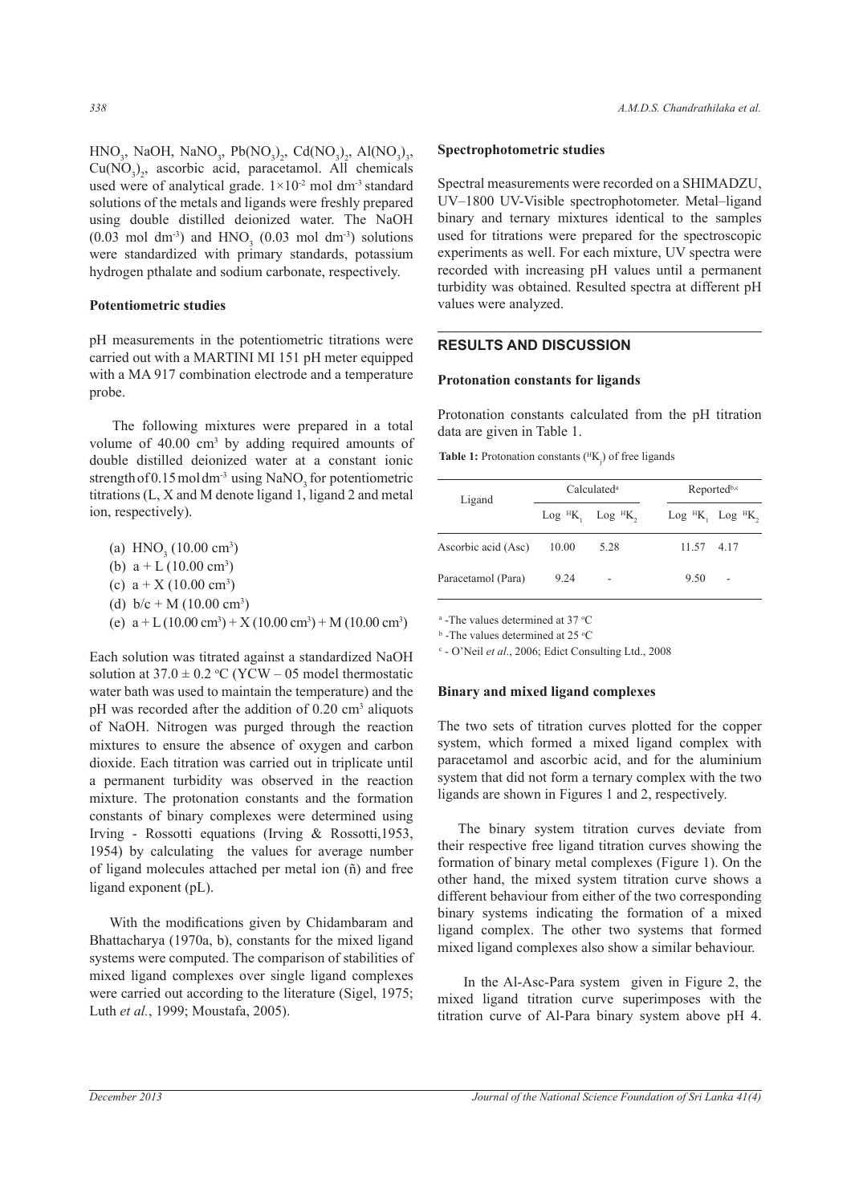$HNO_3$, NaOH, $NaNO_3$, $Pb(NO_3)_2$, $Cd(NO_3)_2$, $Al(NO_3)_3$, $Cu(NO_3)_2$, ascorbic acid, paracetamol. All chemicals used were of analytical grade. $1\times10^{-2}$ mol $dm^{-3}$ standard solutions of the metals and ligands were freshly prepared using double distilled deionized water. The NaOH (0.03 mol $dm^{-3}$) and $HNO_3$ (0.03 mol $dm^{-3}$) solutions were standardized with primary standards, potassium hydrogen pthalate and sodium carbonate, respectively.

**Potentiometric studies**

pH measurements in the potentiometric titrations were carried out with a MARTINI MI 151 pH meter equipped with a MA 917 combination electrode and a temperature probe.

The following mixtures were prepared in a total volume of 40.00 $cm^3$ by adding required amounts of double distilled deionized water at a constant ionic strength of 0.15 mol $dm^{-3}$ using $NaNO_3$ for potentiometric titrations (L, X and M denote ligand 1, ligand 2 and metal ion, respectively).

(a) $HNO_3$ (10.00 $cm^3$)
(b) a + L (10.00 $cm^3$)
(c) a + X (10.00 $cm^3$)
(d) b/c + M (10.00 $cm^3$)
(e) a + L (10.00 $cm^3$) + X (10.00 $cm^3$) + M (10.00 $cm^3$)

Each solution was titrated against a standardized NaOH solution at 37.0 ± 0.2 °C (YCW – 05 model thermostatic water bath was used to maintain the temperature) and the pH was recorded after the addition of 0.20 $cm^3$ aliquots of NaOH. Nitrogen was purged through the reaction mixtures to ensure the absence of oxygen and carbon dioxide. Each titration was carried out in triplicate until a permanent turbidity was observed in the reaction mixture. The protonation constants and the formation constants of binary complexes were determined using Irving - Rossotti equations (Irving & Rossotti,1953, 1954) by calculating the values for average number of ligand molecules attached per metal ion (ñ) and free ligand exponent (pL).

With the modifications given by Chidambaram and Bhattacharya (1970a, b), constants for the mixed ligand systems were computed. The comparison of stabilities of mixed ligand complexes over single ligand complexes were carried out according to the literature (Sigel, 1975; Luth *et al.*, 1999; Moustafa, 2005).

**Spectrophotometric studies**

Spectral measurements were recorded on a SHIMADZU, UV–1800 UV-Visible spectrophotometer. Metal–ligand binary and ternary mixtures identical to the samples used for titrations were prepared for the spectroscopic experiments as well. For each mixture, UV spectra were recorded with increasing pH values until a permanent turbidity was obtained. Resulted spectra at different pH values were analyzed.

## RESULTS AND DISCUSSION

**Protonation constants for ligands**

Protonation constants calculated from the pH titration data are given in Table 1.

**Table 1:** Protonation constants ($^{H}K_j$) of free ligands

| Ligand | Calculated[a] | | Reported[b,c] | |
|---|---|---|---|---|
| | Log $^{H}K_1$ | Log $^{H}K_2$ | Log $^{H}K_1$ | Log $^{H}K_2$ |
| Ascorbic acid (Asc) | 10.00 | 5.28 | 11.57 | 4.17 |
| Paracetamol (Para) | 9.24 | - | 9.50 | - |

[a] -The values determined at 37 °C
[b] -The values determined at 25 °C
[c] - O'Neil *et al.*, 2006; Edict Consulting Ltd., 2008

**Binary and mixed ligand complexes**

The two sets of titration curves plotted for the copper system, which formed a mixed ligand complex with paracetamol and ascorbic acid, and for the aluminium system that did not form a ternary complex with the two ligands are shown in Figures 1 and 2, respectively.

The binary system titration curves deviate from their respective free ligand titration curves showing the formation of binary metal complexes (Figure 1). On the other hand, the mixed system titration curve shows a different behaviour from either of the two corresponding binary systems indicating the formation of a mixed ligand complex. The other two systems that formed mixed ligand complexes also show a similar behaviour.

In the Al-Asc-Para system given in Figure 2, the mixed ligand titration curve superimposes with the titration curve of Al-Para binary system above pH 4.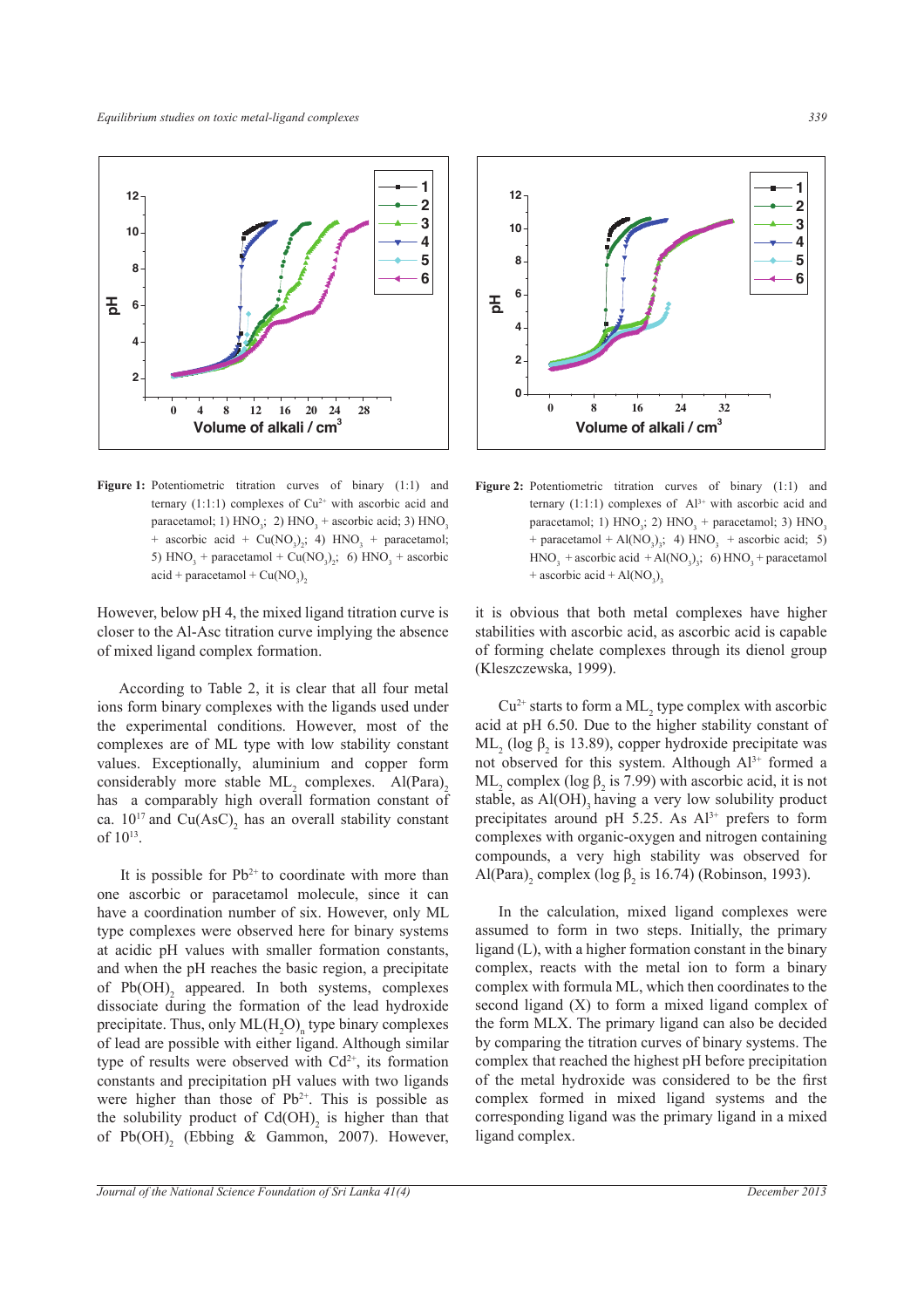12
10
8
6
4
2
pH
0 4 8 12 16 20 24 28
Volume of alkali / $cm^3$
1
2
3
4
5
6

**Figure 1:** Potentiometric titration curves of binary (1:1) and ternary (1:1:1) complexes of $Cu^{2+}$ with ascorbic acid and paracetamol; 1) $HNO_3$; 2) $HNO_3$ + ascorbic acid; 3) $HNO_3$ + ascorbic acid + $Cu(NO_3)_2$; 4) $HNO_3$ + paracetamol; 5) $HNO_3$ + paracetamol + $Cu(NO_3)_2$; 6) $HNO_3$ + ascorbic acid + paracetamol + $Cu(NO_3)_2$

12
10
8
6
4
2
0
pH
0 8 16 24 32
Volume of alkali / $cm^3$
1
2
3
4
5
6

**Figure 2:** Potentiometric titration curves of binary (1:1) and ternary (1:1:1) complexes of $Al^{3+}$ with ascorbic acid and paracetamol; 1) $HNO_3$; 2) $HNO_3$ + paracetamol; 3) $HNO_3$ + paracetamol + $Al(NO_3)_3$; 4) $HNO_3$ + ascorbic acid; 5) $HNO_3$ + ascorbic acid + $Al(NO_3)_3$; 6) $HNO_3$ + paracetamol + ascorbic acid + $Al(NO_3)_3$

However, below pH 4, the mixed ligand titration curve is closer to the Al-Asc titration curve implying the absence of mixed ligand complex formation.

According to Table 2, it is clear that all four metal ions form binary complexes with the ligands used under the experimental conditions. However, most of the complexes are of ML type with low stability constant values. Exceptionally, aluminium and copper form considerably more stable $ML_2$ complexes. $Al(Para)_2$ has a comparably high overall formation constant of ca. $10^{17}$ and $Cu(AsC)_2$ has an overall stability constant of $10^{13}$.

It is possible for $Pb^{2+}$ to coordinate with more than one ascorbic or paracetamol molecule, since it can have a coordination number of six. However, only ML type complexes were observed here for binary systems at acidic pH values with smaller formation constants, and when the pH reaches the basic region, a precipitate of $Pb(OH)_2$ appeared. In both systems, complexes dissociate during the formation of the lead hydroxide precipitate. Thus, only $ML(H_2O)_n$ type binary complexes of lead are possible with either ligand. Although similar type of results were observed with $Cd^{2+}$, its formation constants and precipitation pH values with two ligands were higher than those of $Pb^{2+}$. This is possible as the solubility product of $Cd(OH)_2$ is higher than that of $Pb(OH)_2$ (Ebbing & Gammon, 2007). However, it is obvious that both metal complexes have higher stabilities with ascorbic acid, as ascorbic acid is capable of forming chelate complexes through its dienol group (Kleszczewska, 1999).

$Cu^{2+}$ starts to form a $ML_2$ type complex with ascorbic acid at pH 6.50. Due to the higher stability constant of $ML_2$ (log $\beta_2$ is 13.89), copper hydroxide precipitate was not observed for this system. Although $Al^{3+}$ formed a $ML_2$ complex (log $\beta_2$ is 7.99) with ascorbic acid, it is not stable, as $Al(OH)_3$ having a very low solubility product precipitates around pH 5.25. As $Al^{3+}$ prefers to form complexes with organic-oxygen and nitrogen containing compounds, a very high stability was observed for $Al(Para)_2$ complex (log $\beta_2$ is 16.74) (Robinson, 1993).

In the calculation, mixed ligand complexes were assumed to form in two steps. Initially, the primary ligand (L), with a higher formation constant in the binary complex, reacts with the metal ion to form a binary complex with formula ML, which then coordinates to the second ligand (X) to form a mixed ligand complex of the form MLX. The primary ligand can also be decided by comparing the titration curves of binary systems. The complex that reached the highest pH before precipitation of the metal hydroxide was considered to be the first complex formed in mixed ligand systems and the corresponding ligand was the primary ligand in a mixed ligand complex.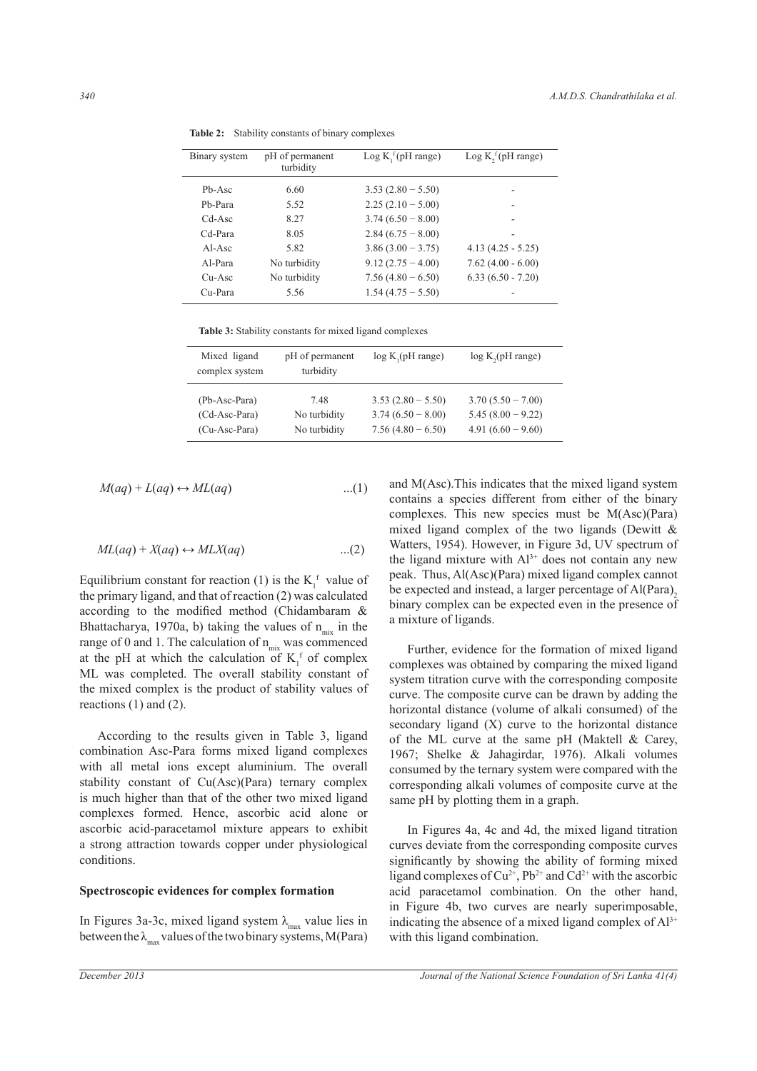**Table 2:** Stability constants of binary complexes

| Binary system | pH of permanent turbidity | Log $K_1^f$(pH range) | Log $K_2^f$(pH range) |
|---|---|---|---|
| Pb-Asc | 6.60 | 3.53 (2.80 − 5.50) | - |
| Pb-Para | 5.52 | 2.25 (2.10 − 5.00) | - |
| Cd-Asc | 8.27 | 3.74 (6.50 − 8.00) | - |
| Cd-Para | 8.05 | 2.84 (6.75 − 8.00) | - |
| Al-Asc | 5.82 | 3.86 (3.00 − 3.75) | 4.13 (4.25 - 5.25) |
| Al-Para | No turbidity | 9.12 (2.75 − 4.00) | 7.62 (4.00 - 6.00) |
| Cu-Asc | No turbidity | 7.56 (4.80 − 6.50) | 6.33 (6.50 - 7.20) |
| Cu-Para | 5.56 | 1.54 (4.75 − 5.50) | - |

**Table 3:** Stability constants for mixed ligand complexes

| Mixed ligand complex system | pH of permanent turbidity | log $K_1$(pH range) | log $K_2$(pH range) |
|---|---|---|---|
| (Pb-Asc-Para) | 7.48 | 3.53 (2.80 − 5.50) | 3.70 (5.50 − 7.00) |
| (Cd-Asc-Para) | No turbidity | 3.74 (6.50 − 8.00) | 5.45 (8.00 − 9.22) |
| (Cu-Asc-Para) | No turbidity | 7.56 (4.80 − 6.50) | 4.91 (6.60 − 9.60) |

$$M(aq) + L(aq) \leftrightarrow ML(aq) \qquad ...(1)$$

$$ML(aq) + X(aq) \leftrightarrow MLX(aq) \qquad ...(2)$$

Equilibrium constant for reaction (1) is the $K_1^f$ value of the primary ligand, and that of reaction (2) was calculated according to the modified method (Chidambaram & Bhattacharya, 1970a, b) taking the values of $n_{mix}$ in the range of 0 and 1. The calculation of $n_{mix}$ was commenced at the pH at which the calculation of $K_1^f$ of complex ML was completed. The overall stability constant of the mixed complex is the product of stability values of reactions (1) and (2).

According to the results given in Table 3, ligand combination Asc-Para forms mixed ligand complexes with all metal ions except aluminium. The overall stability constant of Cu(Asc)(Para) ternary complex is much higher than that of the other two mixed ligand complexes formed. Hence, ascorbic acid alone or ascorbic acid-paracetamol mixture appears to exhibit a strong attraction towards copper under physiological conditions.

## Spectroscopic evidences for complex formation

In Figures 3a-3c, mixed ligand system $\lambda_{max}$ value lies in between the $\lambda_{max}$ values of the two binary systems, M(Para) and M(Asc).This indicates that the mixed ligand system contains a species different from either of the binary complexes. This new species must be M(Asc)(Para) mixed ligand complex of the two ligands (Dewitt & Watters, 1954). However, in Figure 3d, UV spectrum of the ligand mixture with $Al^{3+}$ does not contain any new peak. Thus, Al(Asc)(Para) mixed ligand complex cannot be expected and instead, a larger percentage of $Al(Para)_2$ binary complex can be expected even in the presence of a mixture of ligands.

Further, evidence for the formation of mixed ligand complexes was obtained by comparing the mixed ligand system titration curve with the corresponding composite curve. The composite curve can be drawn by adding the horizontal distance (volume of alkali consumed) of the secondary ligand (X) curve to the horizontal distance of the ML curve at the same pH (Maktell & Carey, 1967; Shelke & Jahagirdar, 1976). Alkali volumes consumed by the ternary system were compared with the corresponding alkali volumes of composite curve at the same pH by plotting them in a graph.

In Figures 4a, 4c and 4d, the mixed ligand titration curves deviate from the corresponding composite curves significantly by showing the ability of forming mixed ligand complexes of $Cu^{2+}$, $Pb^{2+}$ and $Cd^{2+}$ with the ascorbic acid paracetamol combination. On the other hand, in Figure 4b, two curves are nearly superimposable, indicating the absence of a mixed ligand complex of $Al^{3+}$ with this ligand combination.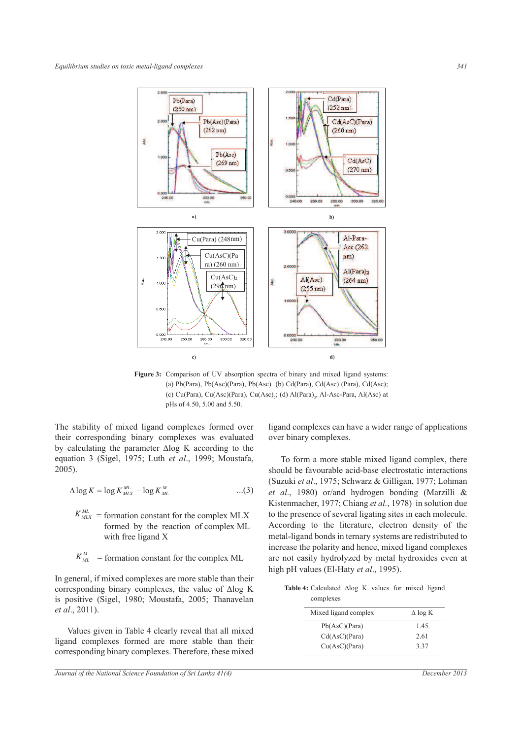a) Pb(Para) (250 nm) Pb(Asc)(Para) (262 nm) Pb(Asc) (269 nm)

b) Cd(Para) (252 nm) Cd(AsC)(Para) (260 nm) Cd(AsC) (270 nm)

c) Cu(Para) (248nm) Cu(AsC)(Para) (260 nm) Cu(AsC)2 (296 nm)

d) Al-Para-Asc (262 nm) Al(Para)2 (264 nm) Al(Asc) (255 nm)

**Figure 3:** Comparison of UV absorption spectra of binary and mixed ligand systems: (a) Pb(Para), Pb(Asc)(Para), Pb(Asc) (b) Cd(Para), Cd(Asc) (Para), Cd(Asc); (c) Cu(Para), Cu(Asc)(Para), $Cu(Asc)_2$; (d) $Al(Para)_2$, Al-Asc-Para, Al(Asc) at pHs of 4.50, 5.00 and 5.50.

The stability of mixed ligand complexes formed over their corresponding binary complexes was evaluated by calculating the parameter Δlog K according to the equation 3 (Sigel, 1975; Luth *et al*., 1999; Moustafa, 2005).

$$\Delta \log K = \log K^{ML}_{MLX} - \log K^{M}_{ML} \qquad ...(3)$$

$K^{ML}_{MLX}$ = formation constant for the complex MLX formed by the reaction of complex ML with free ligand X

$K^{M}_{ML}$ = formation constant for the complex ML

In general, if mixed complexes are more stable than their corresponding binary complexes, the value of Δlog K is positive (Sigel, 1980; Moustafa, 2005; Thanavelan *et al*., 2011).

Values given in Table 4 clearly reveal that all mixed ligand complexes formed are more stable than their corresponding binary complexes. Therefore, these mixed ligand complexes can have a wider range of applications over binary complexes.

To form a more stable mixed ligand complex, there should be favourable acid-base electrostatic interactions (Suzuki *et al*., 1975; Schwarz & Gilligan, 1977; Lohman *et al*., 1980) or/and hydrogen bonding (Marzilli & Kistenmacher, 1977; Chiang *et al.*, 1978) in solution due to the presence of several ligating sites in each molecule. According to the literature, electron density of the metal-ligand bonds in ternary systems are redistributed to increase the polarity and hence, mixed ligand complexes are not easily hydrolyzed by metal hydroxides even at high pH values (El-Haty *et al*., 1995).

**Table 4:** Calculated Δlog K values for mixed ligand complexes

| Mixed ligand complex | Δ log K |
|---|---|
| Pb(AsC)(Para) | 1.45 |
| Cd(AsC)(Para) | 2.61 |
| Cu(AsC)(Para) | 3.37 |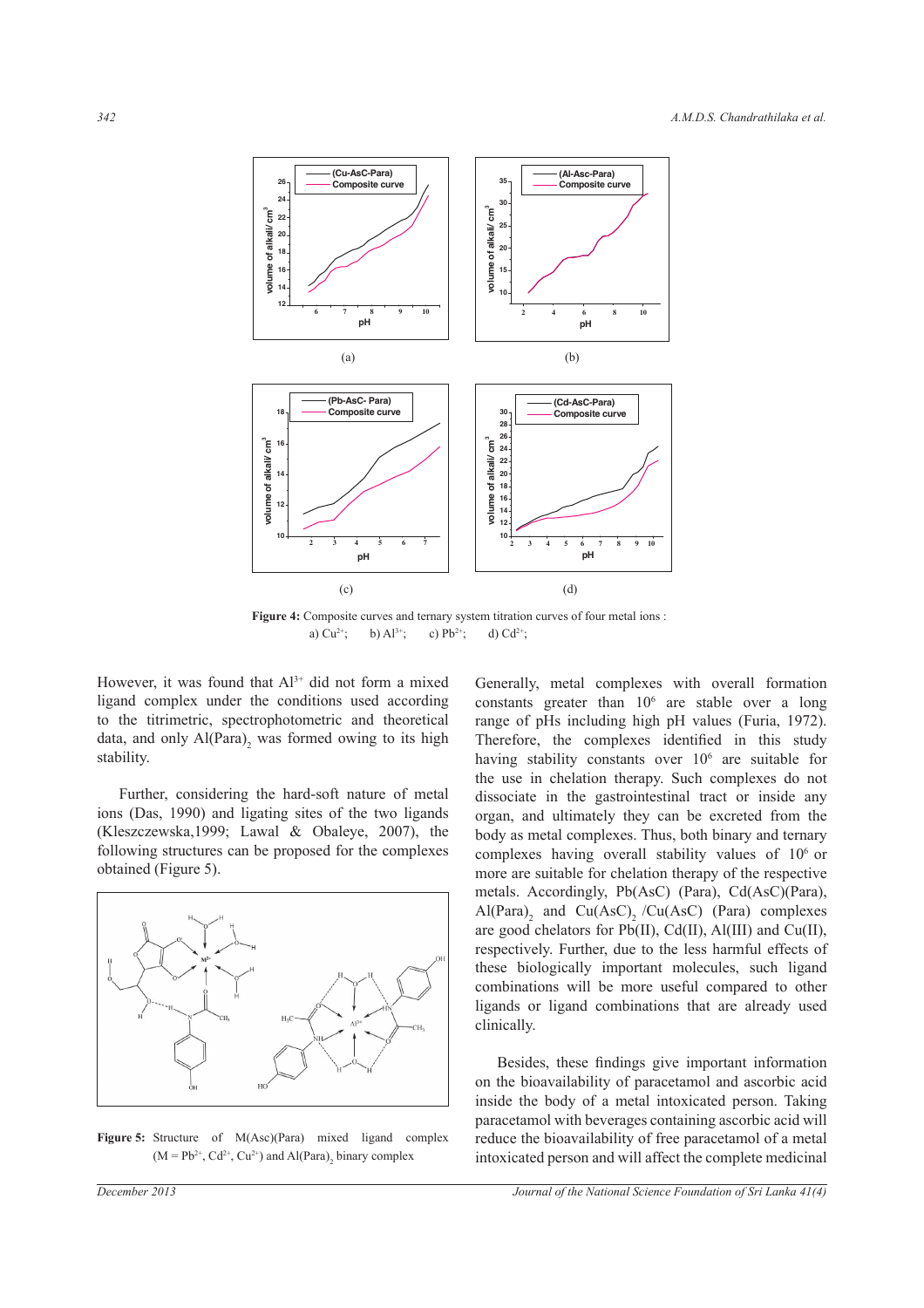(Cu-AsC-Para)
Composite curve
volume of alkali/ $cm^3$
pH
12
14
16
18
20
22
24
26
6
7
8
9
10

(a)

(Al-Asc-Para)
Composite curve
volume of alkali/ $cm^3$
pH
10
15
20
25
30
35
2
4
6
8
10

(b)

(Pb-AsC- Para)
Composite curve
volume of alkali/ $cm^3$
pH
10
12
14
16
18
2
3
4
5
6
7

(c)

(Cd-AsC-Para)
Composite curve
volume of alkali/ $cm^3$
pH
10
12
14
16
18
20
22
24
26
28
30
2
3
4
5
6
7
8
9
10

(d)

**Figure 4:** Composite curves and ternary system titration curves of four metal ions : a) $Cu^{2+}$; b) $Al^{3+}$; c) $Pb^{2+}$; d) $Cd^{2+}$;

However, it was found that $Al^{3+}$ did not form a mixed ligand complex under the conditions used according to the titrimetric, spectrophotometric and theoretical data, and only $Al(Para)_2$ was formed owing to its high stability.

Further, considering the hard-soft nature of metal ions (Das, 1990) and ligating sites of the two ligands (Kleszczewska,1999; Lawal & Obaleye, 2007), the following structures can be proposed for the complexes obtained (Figure 5).

**Figure 5:** Structure of M(Asc)(Para) mixed ligand complex ($M = Pb^{2+}$, $Cd^{2+}$, $Cu^{2+}$) and $Al(Para)_2$ binary complex

Generally, metal complexes with overall formation constants greater than $10^6$ are stable over a long range of pHs including high pH values (Furia, 1972). Therefore, the complexes identified in this study having stability constants over $10^6$ are suitable for the use in chelation therapy. Such complexes do not dissociate in the gastrointestinal tract or inside any organ, and ultimately they can be excreted from the body as metal complexes. Thus, both binary and ternary complexes having overall stability values of $10^6$ or more are suitable for chelation therapy of the respective metals. Accordingly, Pb(AsC) (Para), Cd(AsC)(Para), $Al(Para)_2$ and $Cu(AsC)_2$ /Cu(AsC) (Para) complexes are good chelators for Pb(II), Cd(II), Al(III) and Cu(II), respectively. Further, due to the less harmful effects of these biologically important molecules, such ligand combinations will be more useful compared to other ligands or ligand combinations that are already used clinically.

Besides, these findings give important information on the bioavailability of paracetamol and ascorbic acid inside the body of a metal intoxicated person. Taking paracetamol with beverages containing ascorbic acid will reduce the bioavailability of free paracetamol of a metal intoxicated person and will affect the complete medicinal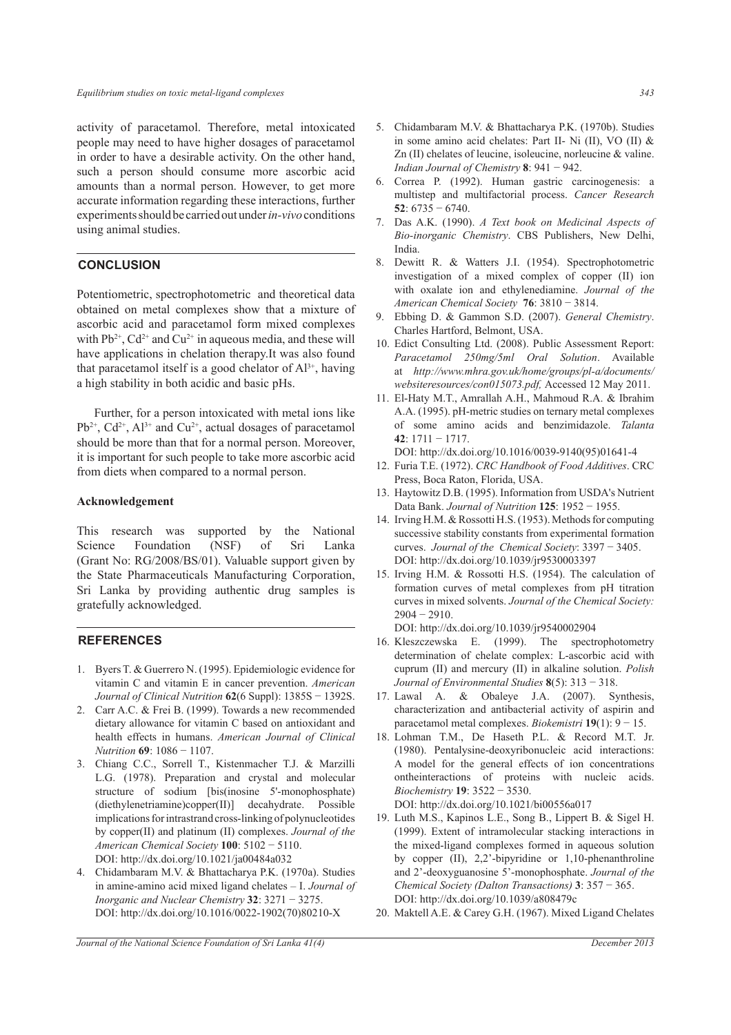activity of paracetamol. Therefore, metal intoxicated people may need to have higher dosages of paracetamol in order to have a desirable activity. On the other hand, such a person should consume more ascorbic acid amounts than a normal person. However, to get more accurate information regarding these interactions, further experiments should be carried out under *in-vivo* conditions using animal studies.

## CONCLUSION

Potentiometric, spectrophotometric and theoretical data obtained on metal complexes show that a mixture of ascorbic acid and paracetamol form mixed complexes with $Pb^{2+}$, $Cd^{2+}$ and $Cu^{2+}$ in aqueous media, and these will have applications in chelation therapy.It was also found that paracetamol itself is a good chelator of $Al^{3+}$, having a high stability in both acidic and basic pHs.

Further, for a person intoxicated with metal ions like $Pb^{2+}$, $Cd^{2+}$, $Al^{3+}$ and $Cu^{2+}$, actual dosages of paracetamol should be more than that for a normal person. Moreover, it is important for such people to take more ascorbic acid from diets when compared to a normal person.

### Acknowledgement

This research was supported by the National Science Foundation (NSF) of Sri Lanka (Grant No: RG/2008/BS/01). Valuable support given by the State Pharmaceuticals Manufacturing Corporation, Sri Lanka by providing authentic drug samples is gratefully acknowledged.

## REFERENCES

1. Byers T. & Guerrero N. (1995). Epidemiologic evidence for vitamin C and vitamin E in cancer prevention. *American Journal of Clinical Nutrition* **62**(6 Suppl): 1385S − 1392S.
2. Carr A.C. & Frei B. (1999). Towards a new recommended dietary allowance for vitamin C based on antioxidant and health effects in humans. *American Journal of Clinical Nutrition* **69**: 1086 − 1107.
3. Chiang C.C., Sorrell T., Kistenmacher T.J. & Marzilli L.G. (1978). Preparation and crystal and molecular structure of sodium [bis(inosine 5'-monophosphate)(diethylenetriamine)copper(II)] decahydrate. Possible implications for intrastrand cross-linking of polynucleotides by copper(II) and platinum (II) complexes. *Journal of the American Chemical Society* **100**: 5102 − 5110. DOI: http://dx.doi.org/10.1021/ja00484a032
4. Chidambaram M.V. & Bhattacharya P.K. (1970a). Studies in amine-amino acid mixed ligand chelates – I. *Journal of Inorganic and Nuclear Chemistry* **32**: 3271 − 3275. DOI: http://dx.doi.org/10.1016/0022-1902(70)80210-X
5. Chidambaram M.V. & Bhattacharya P.K. (1970b). Studies in some amino acid chelates: Part II- Ni (II), VO (II) & Zn (II) chelates of leucine, isoleucine, norleucine & valine. *Indian Journal of Chemistry* **8**: 941 − 942.
6. Correa P. (1992). Human gastric carcinogenesis: a multistep and multifactorial process. *Cancer Research* **52**: 6735 − 6740.
7. Das A.K. (1990). *A Text book on Medicinal Aspects of Bio-inorganic Chemistry*. CBS Publishers, New Delhi, India.
8. Dewitt R. & Watters J.I. (1954). Spectrophotometric investigation of a mixed complex of copper (II) ion with oxalate ion and ethylenediamine. *Journal of the American Chemical Society* **76**: 3810 − 3814.
9. Ebbing D. & Gammon S.D. (2007). *General Chemistry*. Charles Hartford, Belmont, USA.
10. Edict Consulting Ltd. (2008). Public Assessment Report: *Paracetamol 250mg/5ml Oral Solution*. Available at *http://www.mhra.gov.uk/home/groups/pl-a/documents/websiteresources/con015073.pdf,* Accessed 12 May 2011.
11. El-Haty M.T., Amrallah A.H., Mahmoud R.A. & Ibrahim A.A. (1995). pH-metric studies on ternary metal complexes of some amino acids and benzimidazole. *Talanta* **42**: 1711 − 1717. DOI: http://dx.doi.org/10.1016/0039-9140(95)01641-4
12. Furia T.E. (1972). *CRC Handbook of Food Additives*. CRC Press, Boca Raton, Florida, USA.
13. Haytowitz D.B. (1995). Information from USDA's Nutrient Data Bank. *Journal of Nutrition* **125**: 1952 − 1955.
14. Irving H.M. & Rossotti H.S. (1953). Methods for computing successive stability constants from experimental formation curves. *Journal of the Chemical Society*: 3397 − 3405. DOI: http://dx.doi.org/10.1039/jr9530003397
15. Irving H.M. & Rossotti H.S. (1954). The calculation of formation curves of metal complexes from pH titration curves in mixed solvents. *Journal of the Chemical Society:* 2904 − 2910. DOI: http://dx.doi.org/10.1039/jr9540002904
16. Kleszczewska E. (1999). The spectrophotometry determination of chelate complex: L-ascorbic acid with cuprum (II) and mercury (II) in alkaline solution. *Polish Journal of Environmental Studies* **8**(5): 313 − 318.
17. Lawal A. & Obaleye J.A. (2007). Synthesis, characterization and antibacterial activity of aspirin and paracetamol metal complexes. *Biokemistri* **19**(1): 9 − 15.
18. Lohman T.M., De Haseth P.L. & Record M.T. Jr. (1980). Pentalysine-deoxyribonucleic acid interactions: A model for the general effects of ion concentrations ontheinteractions of proteins with nucleic acids. *Biochemistry* **19**: 3522 − 3530. DOI: http://dx.doi.org/10.1021/bi00556a017
19. Luth M.S., Kapinos L.E., Song B., Lippert B. & Sigel H. (1999). Extent of intramolecular stacking interactions in the mixed-ligand complexes formed in aqueous solution by copper (II), 2,2'-bipyridine or 1,10-phenanthroline and 2'-deoxyguanosine 5'-monophosphate. *Journal of the Chemical Society (Dalton Transactions)* **3**: 357 − 365. DOI: http://dx.doi.org/10.1039/a808479c
20. Maktell A.E. & Carey G.H. (1967). Mixed Ligand Chelates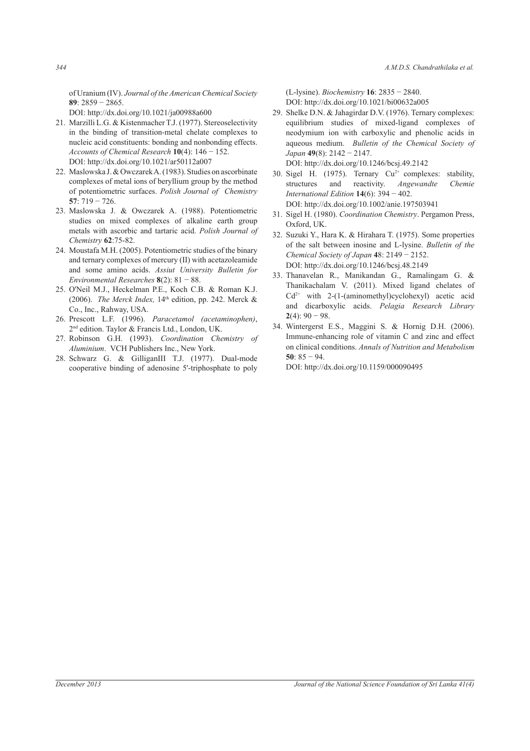of Uranium (IV). *Journal of the American Chemical Society* **89**: 2859 − 2865.
DOI: http://dx.doi.org/10.1021/ja00988a600

21. Marzilli L.G. & Kistenmacher T.J. (1977). Stereoselectivity in the binding of transition-metal chelate complexes to nucleic acid constituents: bonding and nonbonding effects. *Accounts of Chemical Research* **10**(4): 146 − 152.
DOI: http://dx.doi.org/10.1021/ar50112a007
22. Maslowska J. & Owczarek A. (1983). Studies on ascorbinate complexes of metal ions of beryllium group by the method of potentiometric surfaces. *Polish Journal of Chemistry* **57**: 719 − 726.
23. Maslowska J. & Owczarek A. (1988). Potentiometric studies on mixed complexes of alkaline earth group metals with ascorbic and tartaric acid. *Polish Journal of Chemistry* **62**:75-82.
24. Moustafa M.H. (2005). Potentiometric studies of the binary and ternary complexes of mercury (II) with acetazoleamide and some amino acids. *Assiut University Bulletin for Environmental Researches* **8**(2): 81 − 88.
25. O'Neil M.J., Heckelman P.E., Koch C.B. & Roman K.J. (2006). *The Merck Index,* 14th edition, pp. 242. Merck & Co., Inc., Rahway, USA.
26. Prescott L.F. (1996). *Paracetamol (acetaminophen)*, 2nd edition. Taylor & Francis Ltd., London, UK.
27. Robinson G.H. (1993). *Coordination Chemistry of Aluminium*. VCH Publishers Inc., New York.
28. Schwarz G. & GilliganIII T.J. (1977). Dual-mode cooperative binding of adenosine 5'-triphosphate to poly (L-lysine). *Biochemistry* **16**: 2835 − 2840.
DOI: http://dx.doi.org/10.1021/bi00632a005
29. Shelke D.N. & Jahagirdar D.V. (1976). Ternary complexes: equilibrium studies of mixed-ligand complexes of neodymium ion with carboxylic and phenolic acids in aqueous medium. *Bulletin of the Chemical Society of Japan* **49**(8): 2142 − 2147.
DOI: http://dx.doi.org/10.1246/bcsj.49.2142
30. Sigel H. (1975). Ternary $Cu^{2+}$ complexes: stability, structures and reactivity. *Angewandte Chemie International Edition* **14**(6): 394 − 402.
DOI: http://dx.doi.org/10.1002/anie.197503941
31. Sigel H. (1980). *Coordination Chemistry*. Pergamon Press, Oxford, UK.
32. Suzuki Y., Hara K. & Hirahara T. (1975). Some properties of the salt between inosine and L-lysine. *Bulletin of the Chemical Society of Japan* **4**8: 2149 − 2152.
DOI: http://dx.doi.org/10.1246/bcsj.48.2149
33. Thanavelan R., Manikandan G., Ramalingam G. & Thanikachalam V. (2011). Mixed ligand chelates of $Cd^{2+}$ with 2-(1-(aminomethyl)cyclohexyl) acetic acid and dicarboxylic acids. *Pelagia Research Library* **2**(4): 90 − 98.
34. Wintergerst E.S., Maggini S. & Hornig D.H. (2006). Immune-enhancing role of vitamin C and zinc and effect on clinical conditions. *Annals of Nutrition and Metabolism* **50**: 85 − 94.
DOI: http://dx.doi.org/10.1159/000090495